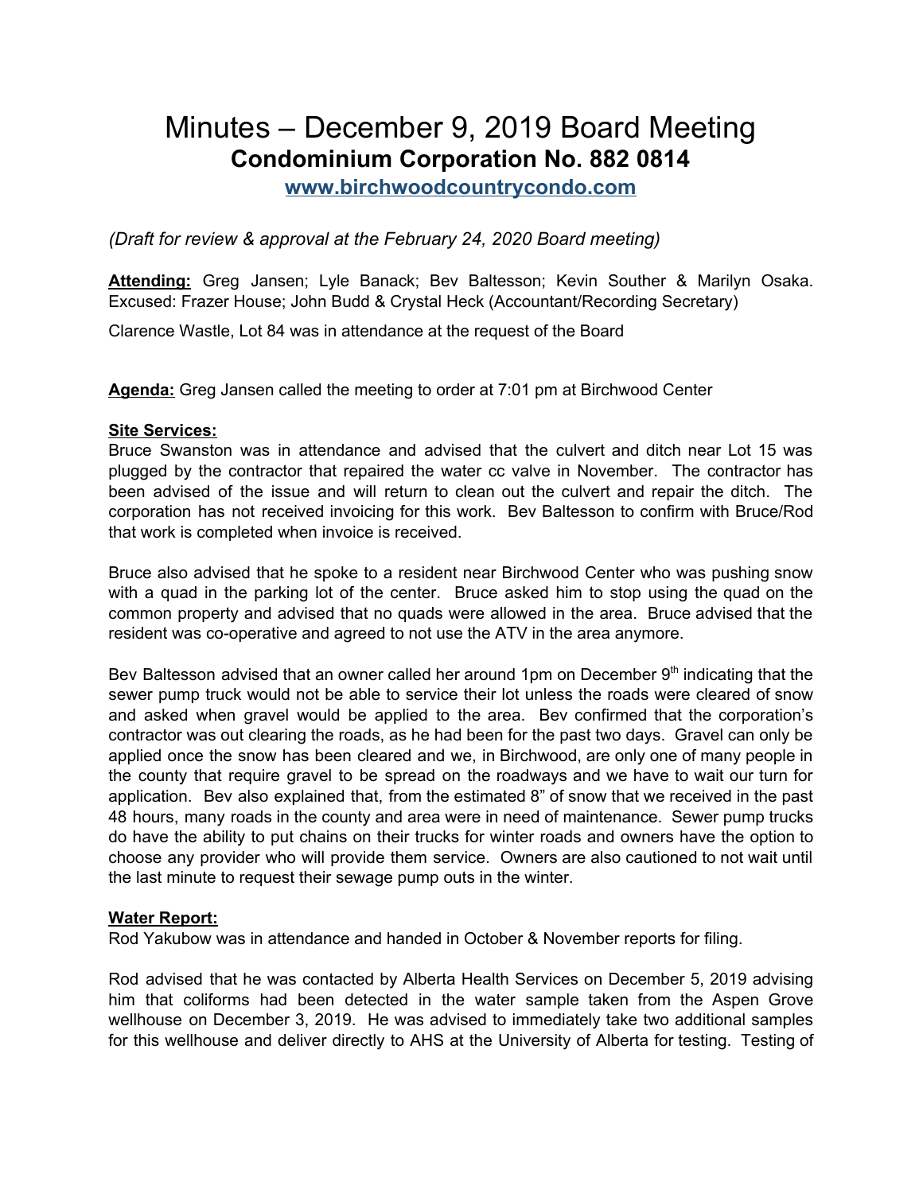# Minutes – December 9, 2019 Board Meeting

## Condominium Corporation No. 882 0814

**www.birchwoodcountrycondo.com**

*(Draft for review & approval at the February 24, 2020 Board meeting)*

**Attending:** Greg Jansen; Lyle Banack; Bev Baltesson; Kevin Souther & Marilyn Osaka. Excused: Frazer House; John Budd & Crystal Heck (Accountant/Recording Secretary)

Clarence Wastle, Lot 84 was in attendance at the request of the Board

**Agenda:** Greg Jansen called the meeting to order at 7:01 pm at Birchwood Center

**Site Services:**

Bruce Swanston was in attendance and advised that the culvert and ditch near Lot 15 was plugged by the contractor that repaired the water cc valve in November. The contractor has been advised of the issue and will return to clean out the culvert and repair the ditch. The corporation has not received invoicing for this work. Bev Baltesson to confirm with Bruce/Rod that work is completed when invoice is received.

Bruce also advised that he spoke to a resident near Birchwood Center who was pushing snow with a quad in the parking lot of the center. Bruce asked him to stop using the quad on the common property and advised that no quads were allowed in the area. Bruce advised that the resident was co-operative and agreed to not use the ATV in the area anymore.

Bev Baltesson advised that an owner called her around 1pm on December 9th indicating that the sewer pump truck would not be able to service their lot unless the roads were cleared of snow and asked when gravel would be applied to the area. Bev confirmed that the corporation's contractor was out clearing the roads, as he had been for the past two days. Gravel can only be applied once the snow has been cleared and we, in Birchwood, are only one of many people in the county that require gravel to be spread on the roadways and we have to wait our turn for application. Bev also explained that, from the estimated 8" of snow that we received in the past 48 hours, many roads in the county and area were in need of maintenance. Sewer pump trucks do have the ability to put chains on their trucks for winter roads and owners have the option to choose any provider who will provide them service. Owners are also cautioned to not wait until the last minute to request their sewage pump outs in the winter.

**Water Report:**

Rod Yakubow was in attendance and handed in October & November reports for filing.

Rod advised that he was contacted by Alberta Health Services on December 5, 2019 advising him that coliforms had been detected in the water sample taken from the Aspen Grove wellhouse on December 3, 2019. He was advised to immediately take two additional samples for this wellhouse and deliver directly to AHS at the University of Alberta for testing. Testing of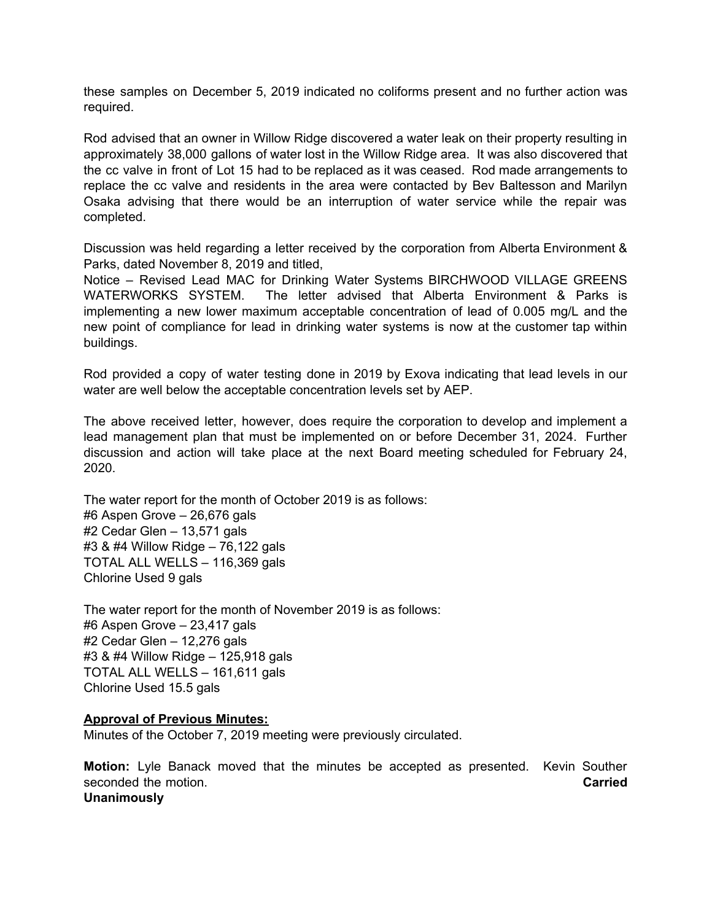these samples on December 5, 2019 indicated no coliforms present and no further action was required.

Rod advised that an owner in Willow Ridge discovered a water leak on their property resulting in approximately 38,000 gallons of water lost in the Willow Ridge area. It was also discovered that the cc valve in front of Lot 15 had to be replaced as it was ceased. Rod made arrangements to replace the cc valve and residents in the area were contacted by Bev Baltesson and Marilyn Osaka advising that there would be an interruption of water service while the repair was completed.

Discussion was held regarding a letter received by the corporation from Alberta Environment & Parks, dated November 8, 2019 and titled,
Notice – Revised Lead MAC for Drinking Water Systems BIRCHWOOD VILLAGE GREENS WATERWORKS SYSTEM. The letter advised that Alberta Environment & Parks is implementing a new lower maximum acceptable concentration of lead of 0.005 mg/L and the new point of compliance for lead in drinking water systems is now at the customer tap within buildings.

Rod provided a copy of water testing done in 2019 by Exova indicating that lead levels in our water are well below the acceptable concentration levels set by AEP.

The above received letter, however, does require the corporation to develop and implement a lead management plan that must be implemented on or before December 31, 2024. Further discussion and action will take place at the next Board meeting scheduled for February 24, 2020.

The water report for the month of October 2019 is as follows:
#6 Aspen Grove – 26,676 gals
#2 Cedar Glen – 13,571 gals
#3 & #4 Willow Ridge – 76,122 gals
TOTAL ALL WELLS – 116,369 gals
Chlorine Used 9 gals

The water report for the month of November 2019 is as follows:
#6 Aspen Grove – 23,417 gals
#2 Cedar Glen – 12,276 gals
#3 & #4 Willow Ridge – 125,918 gals
TOTAL ALL WELLS – 161,611 gals
Chlorine Used 15.5 gals

**<u>Approval of Previous Minutes:</u>**
Minutes of the October 7, 2019 meeting were previously circulated.

**Motion:** Lyle Banack moved that the minutes be accepted as presented. Kevin Souther seconded the motion. **Carried Unanimously**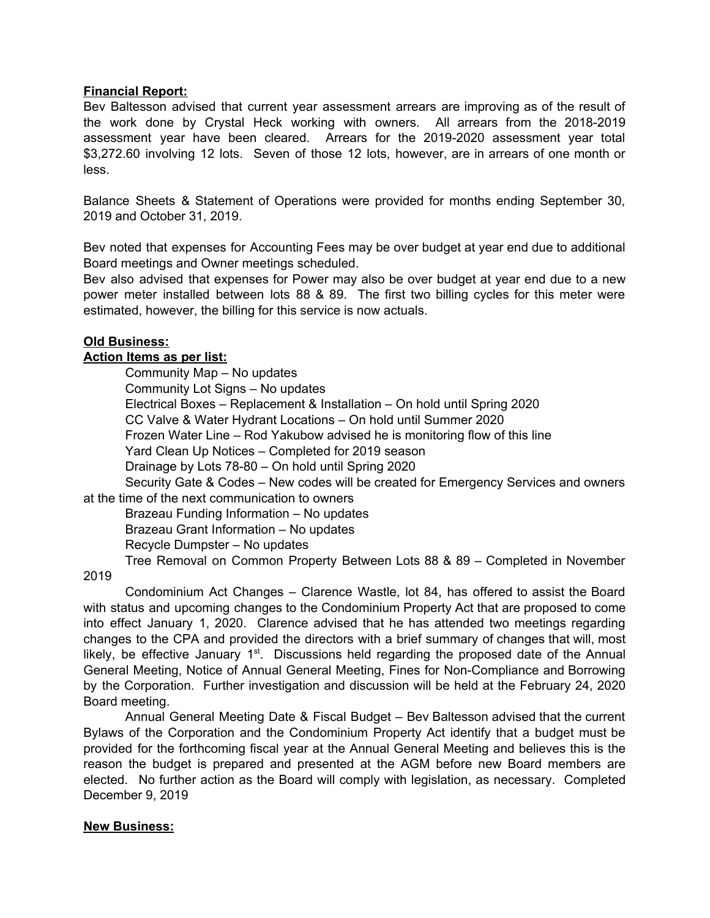**Financial Report:**

Bev Baltesson advised that current year assessment arrears are improving as of the result of the work done by Crystal Heck working with owners. All arrears from the 2018-2019 assessment year have been cleared. Arrears for the 2019-2020 assessment year total $3,272.60 involving 12 lots. Seven of those 12 lots, however, are in arrears of one month or less.

Balance Sheets & Statement of Operations were provided for months ending September 30, 2019 and October 31, 2019.

Bev noted that expenses for Accounting Fees may be over budget at year end due to additional Board meetings and Owner meetings scheduled.

Bev also advised that expenses for Power may also be over budget at year end due to a new power meter installed between lots 88 & 89. The first two billing cycles for this meter were estimated, however, the billing for this service is now actuals.

**Old Business:**

**Action Items as per list:**

Community Map – No updates

Community Lot Signs – No updates

Electrical Boxes – Replacement & Installation – On hold until Spring 2020

CC Valve & Water Hydrant Locations – On hold until Summer 2020

Frozen Water Line – Rod Yakubow advised he is monitoring flow of this line

Yard Clean Up Notices – Completed for 2019 season

Drainage by Lots 78-80 – On hold until Spring 2020

Security Gate & Codes – New codes will be created for Emergency Services and owners at the time of the next communication to owners

Brazeau Funding Information – No updates

Brazeau Grant Information – No updates

Recycle Dumpster – No updates

Tree Removal on Common Property Between Lots 88 & 89 – Completed in November 2019

Condominium Act Changes – Clarence Wastle, lot 84, has offered to assist the Board with status and upcoming changes to the Condominium Property Act that are proposed to come into effect January 1, 2020. Clarence advised that he has attended two meetings regarding changes to the CPA and provided the directors with a brief summary of changes that will, most likely, be effective January 1st. Discussions held regarding the proposed date of the Annual General Meeting, Notice of Annual General Meeting, Fines for Non-Compliance and Borrowing by the Corporation. Further investigation and discussion will be held at the February 24, 2020 Board meeting.

Annual General Meeting Date & Fiscal Budget – Bev Baltesson advised that the current Bylaws of the Corporation and the Condominium Property Act identify that a budget must be provided for the forthcoming fiscal year at the Annual General Meeting and believes this is the reason the budget is prepared and presented at the AGM before new Board members are elected. No further action as the Board will comply with legislation, as necessary. Completed December 9, 2019

**New Business:**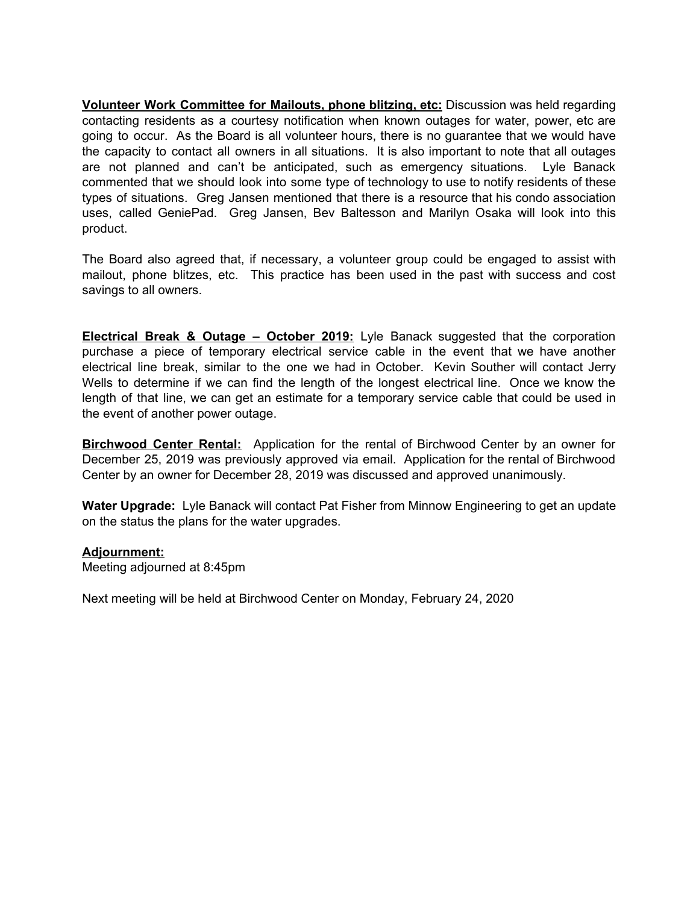**Volunteer Work Committee for Mailouts, phone blitzing, etc:** Discussion was held regarding contacting residents as a courtesy notification when known outages for water, power, etc are going to occur. As the Board is all volunteer hours, there is no guarantee that we would have the capacity to contact all owners in all situations. It is also important to note that all outages are not planned and can't be anticipated, such as emergency situations. Lyle Banack commented that we should look into some type of technology to use to notify residents of these types of situations. Greg Jansen mentioned that there is a resource that his condo association uses, called GeniePad. Greg Jansen, Bev Baltesson and Marilyn Osaka will look into this product.

The Board also agreed that, if necessary, a volunteer group could be engaged to assist with mailout, phone blitzes, etc. This practice has been used in the past with success and cost savings to all owners.

**Electrical Break & Outage – October 2019:** Lyle Banack suggested that the corporation purchase a piece of temporary electrical service cable in the event that we have another electrical line break, similar to the one we had in October. Kevin Souther will contact Jerry Wells to determine if we can find the length of the longest electrical line. Once we know the length of that line, we can get an estimate for a temporary service cable that could be used in the event of another power outage.

**Birchwood Center Rental:** Application for the rental of Birchwood Center by an owner for December 25, 2019 was previously approved via email. Application for the rental of Birchwood Center by an owner for December 28, 2019 was discussed and approved unanimously.

**Water Upgrade:** Lyle Banack will contact Pat Fisher from Minnow Engineering to get an update on the status the plans for the water upgrades.

**Adjournment:**
Meeting adjourned at 8:45pm

Next meeting will be held at Birchwood Center on Monday, February 24, 2020